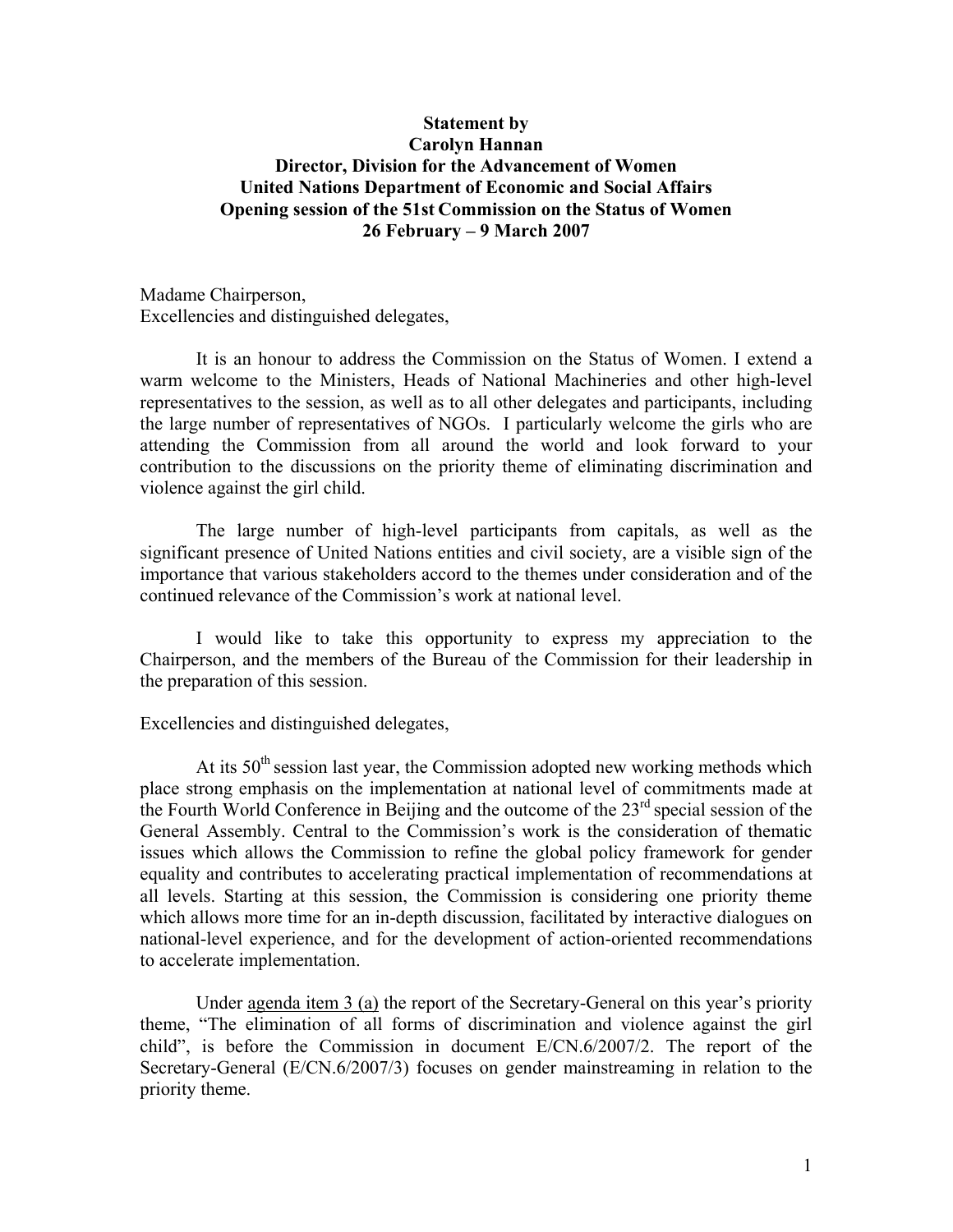**Statement by**
**Carolyn Hannan**
**Director, Division for the Advancement of Women**
**United Nations Department of Economic and Social Affairs**
**Opening session of the 51st Commission on the Status of Women**
**26 February – 9 March 2007**

Madame Chairperson,
Excellencies and distinguished delegates,

It is an honour to address the Commission on the Status of Women. I extend a warm welcome to the Ministers, Heads of National Machineries and other high-level representatives to the session, as well as to all other delegates and participants, including the large number of representatives of NGOs. I particularly welcome the girls who are attending the Commission from all around the world and look forward to your contribution to the discussions on the priority theme of eliminating discrimination and violence against the girl child.

The large number of high-level participants from capitals, as well as the significant presence of United Nations entities and civil society, are a visible sign of the importance that various stakeholders accord to the themes under consideration and of the continued relevance of the Commission's work at national level.

I would like to take this opportunity to express my appreciation to the Chairperson, and the members of the Bureau of the Commission for their leadership in the preparation of this session.

Excellencies and distinguished delegates,

At its 50th session last year, the Commission adopted new working methods which place strong emphasis on the implementation at national level of commitments made at the Fourth World Conference in Beijing and the outcome of the 23rd special session of the General Assembly. Central to the Commission's work is the consideration of thematic issues which allows the Commission to refine the global policy framework for gender equality and contributes to accelerating practical implementation of recommendations at all levels. Starting at this session, the Commission is considering one priority theme which allows more time for an in-depth discussion, facilitated by interactive dialogues on national-level experience, and for the development of action-oriented recommendations to accelerate implementation.

Under agenda item 3 (a) the report of the Secretary-General on this year's priority theme, "The elimination of all forms of discrimination and violence against the girl child", is before the Commission in document E/CN.6/2007/2. The report of the Secretary-General (E/CN.6/2007/3) focuses on gender mainstreaming in relation to the priority theme.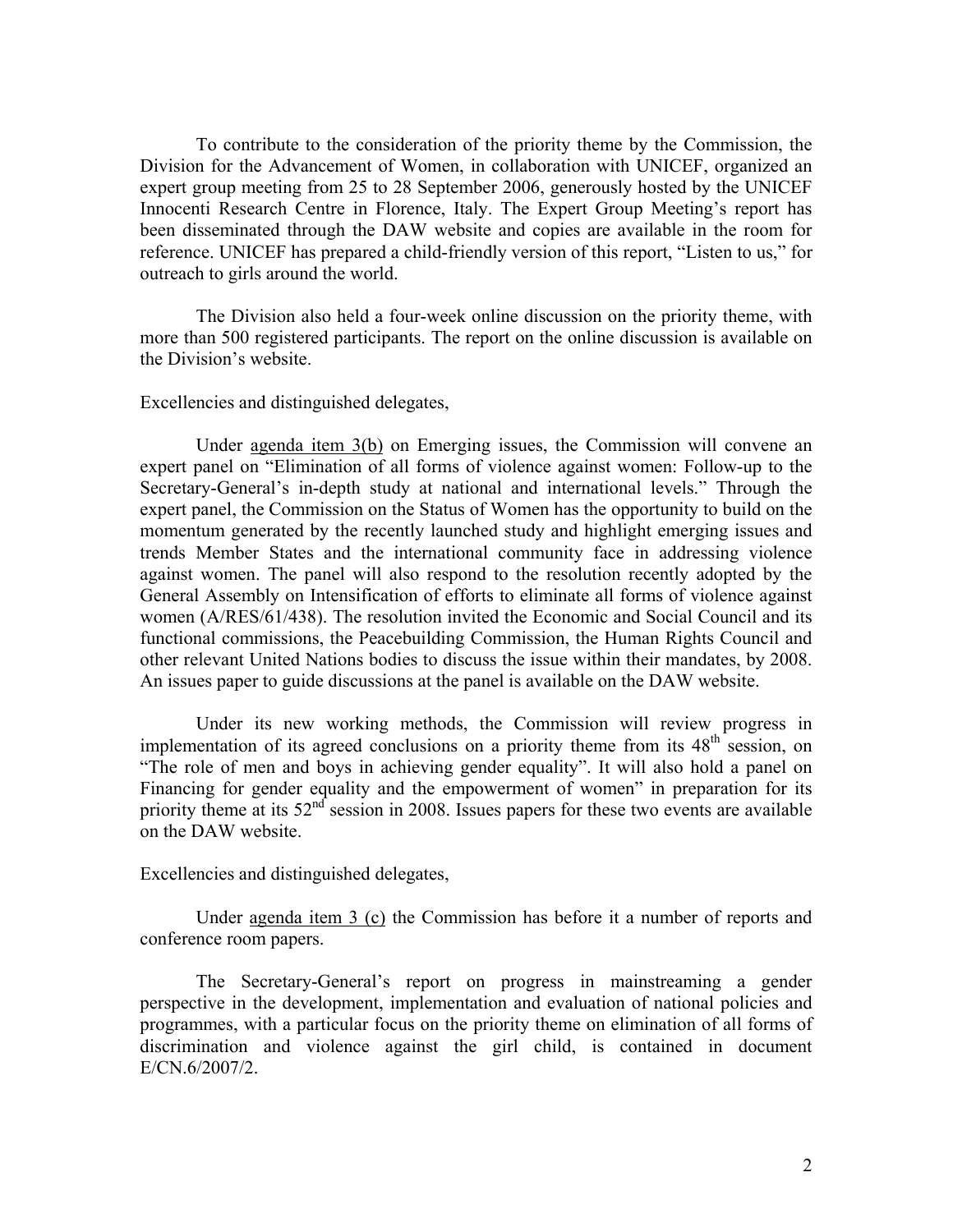To contribute to the consideration of the priority theme by the Commission, the Division for the Advancement of Women, in collaboration with UNICEF, organized an expert group meeting from 25 to 28 September 2006, generously hosted by the UNICEF Innocenti Research Centre in Florence, Italy. The Expert Group Meeting's report has been disseminated through the DAW website and copies are available in the room for reference. UNICEF has prepared a child-friendly version of this report, "Listen to us," for outreach to girls around the world.

The Division also held a four-week online discussion on the priority theme, with more than 500 registered participants. The report on the online discussion is available on the Division's website.

Excellencies and distinguished delegates,

Under agenda item 3(b) on Emerging issues, the Commission will convene an expert panel on "Elimination of all forms of violence against women: Follow-up to the Secretary-General's in-depth study at national and international levels." Through the expert panel, the Commission on the Status of Women has the opportunity to build on the momentum generated by the recently launched study and highlight emerging issues and trends Member States and the international community face in addressing violence against women. The panel will also respond to the resolution recently adopted by the General Assembly on Intensification of efforts to eliminate all forms of violence against women (A/RES/61/438). The resolution invited the Economic and Social Council and its functional commissions, the Peacebuilding Commission, the Human Rights Council and other relevant United Nations bodies to discuss the issue within their mandates, by 2008. An issues paper to guide discussions at the panel is available on the DAW website.

Under its new working methods, the Commission will review progress in implementation of its agreed conclusions on a priority theme from its 48th session, on "The role of men and boys in achieving gender equality". It will also hold a panel on Financing for gender equality and the empowerment of women" in preparation for its priority theme at its 52nd session in 2008. Issues papers for these two events are available on the DAW website.

Excellencies and distinguished delegates,

Under agenda item 3 (c) the Commission has before it a number of reports and conference room papers.

The Secretary-General's report on progress in mainstreaming a gender perspective in the development, implementation and evaluation of national policies and programmes, with a particular focus on the priority theme on elimination of all forms of discrimination and violence against the girl child, is contained in document E/CN.6/2007/2.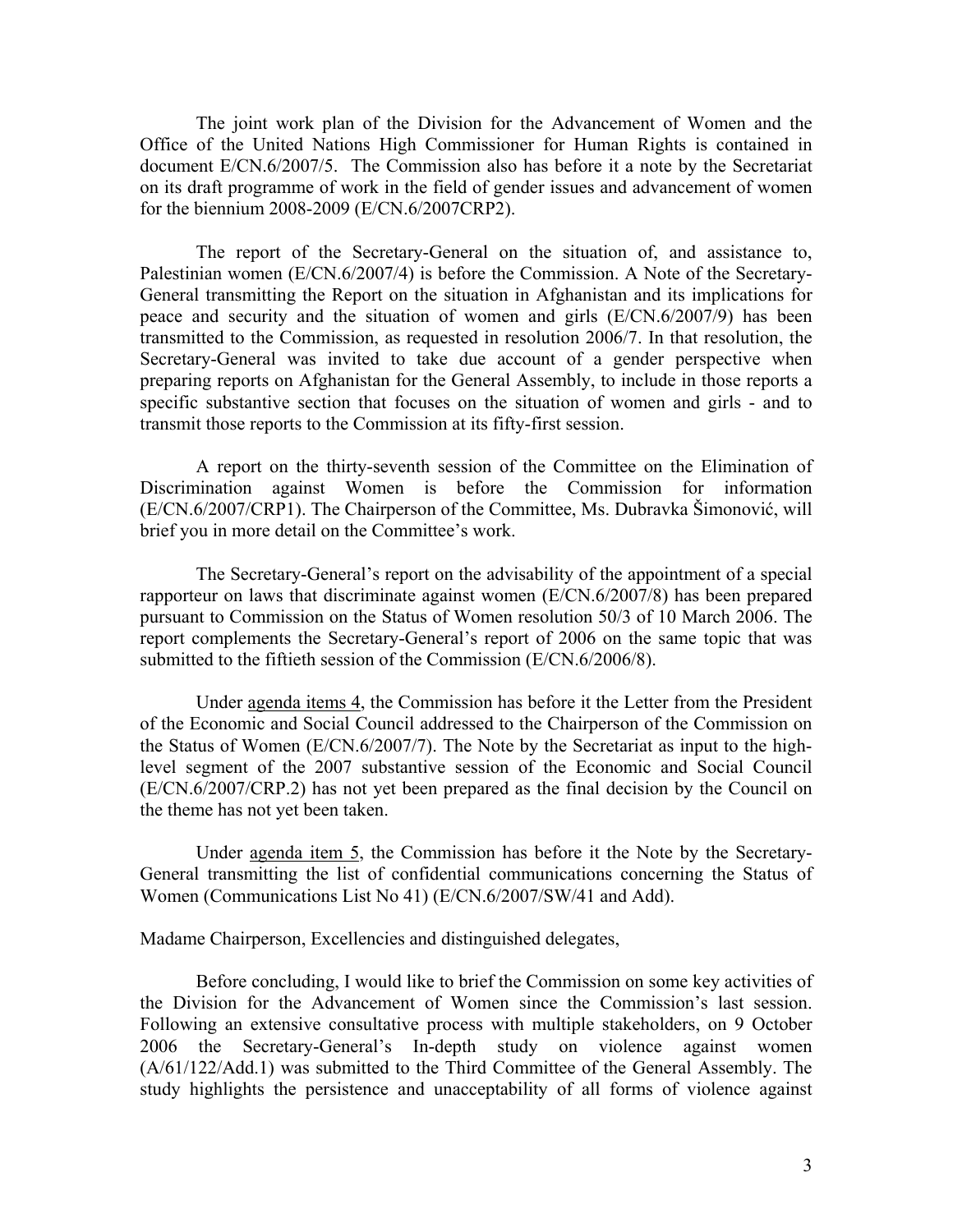The joint work plan of the Division for the Advancement of Women and the Office of the United Nations High Commissioner for Human Rights is contained in document E/CN.6/2007/5. The Commission also has before it a note by the Secretariat on its draft programme of work in the field of gender issues and advancement of women for the biennium 2008-2009 (E/CN.6/2007CRP2).

The report of the Secretary-General on the situation of, and assistance to, Palestinian women (E/CN.6/2007/4) is before the Commission. A Note of the Secretary-General transmitting the Report on the situation in Afghanistan and its implications for peace and security and the situation of women and girls (E/CN.6/2007/9) has been transmitted to the Commission, as requested in resolution 2006/7. In that resolution, the Secretary-General was invited to take due account of a gender perspective when preparing reports on Afghanistan for the General Assembly, to include in those reports a specific substantive section that focuses on the situation of women and girls - and to transmit those reports to the Commission at its fifty-first session.

A report on the thirty-seventh session of the Committee on the Elimination of Discrimination against Women is before the Commission for information (E/CN.6/2007/CRP1). The Chairperson of the Committee, Ms. Dubravka Šimonović, will brief you in more detail on the Committee's work.

The Secretary-General's report on the advisability of the appointment of a special rapporteur on laws that discriminate against women (E/CN.6/2007/8) has been prepared pursuant to Commission on the Status of Women resolution 50/3 of 10 March 2006. The report complements the Secretary-General's report of 2006 on the same topic that was submitted to the fiftieth session of the Commission (E/CN.6/2006/8).

Under <u>agenda items 4</u>, the Commission has before it the Letter from the President of the Economic and Social Council addressed to the Chairperson of the Commission on the Status of Women (E/CN.6/2007/7). The Note by the Secretariat as input to the high-level segment of the 2007 substantive session of the Economic and Social Council (E/CN.6/2007/CRP.2) has not yet been prepared as the final decision by the Council on the theme has not yet been taken.

Under <u>agenda item 5</u>, the Commission has before it the Note by the Secretary-General transmitting the list of confidential communications concerning the Status of Women (Communications List No 41) (E/CN.6/2007/SW/41 and Add).

Madame Chairperson, Excellencies and distinguished delegates,

Before concluding, I would like to brief the Commission on some key activities of the Division for the Advancement of Women since the Commission's last session. Following an extensive consultative process with multiple stakeholders, on 9 October 2006 the Secretary-General's In-depth study on violence against women (A/61/122/Add.1) was submitted to the Third Committee of the General Assembly. The study highlights the persistence and unacceptability of all forms of violence against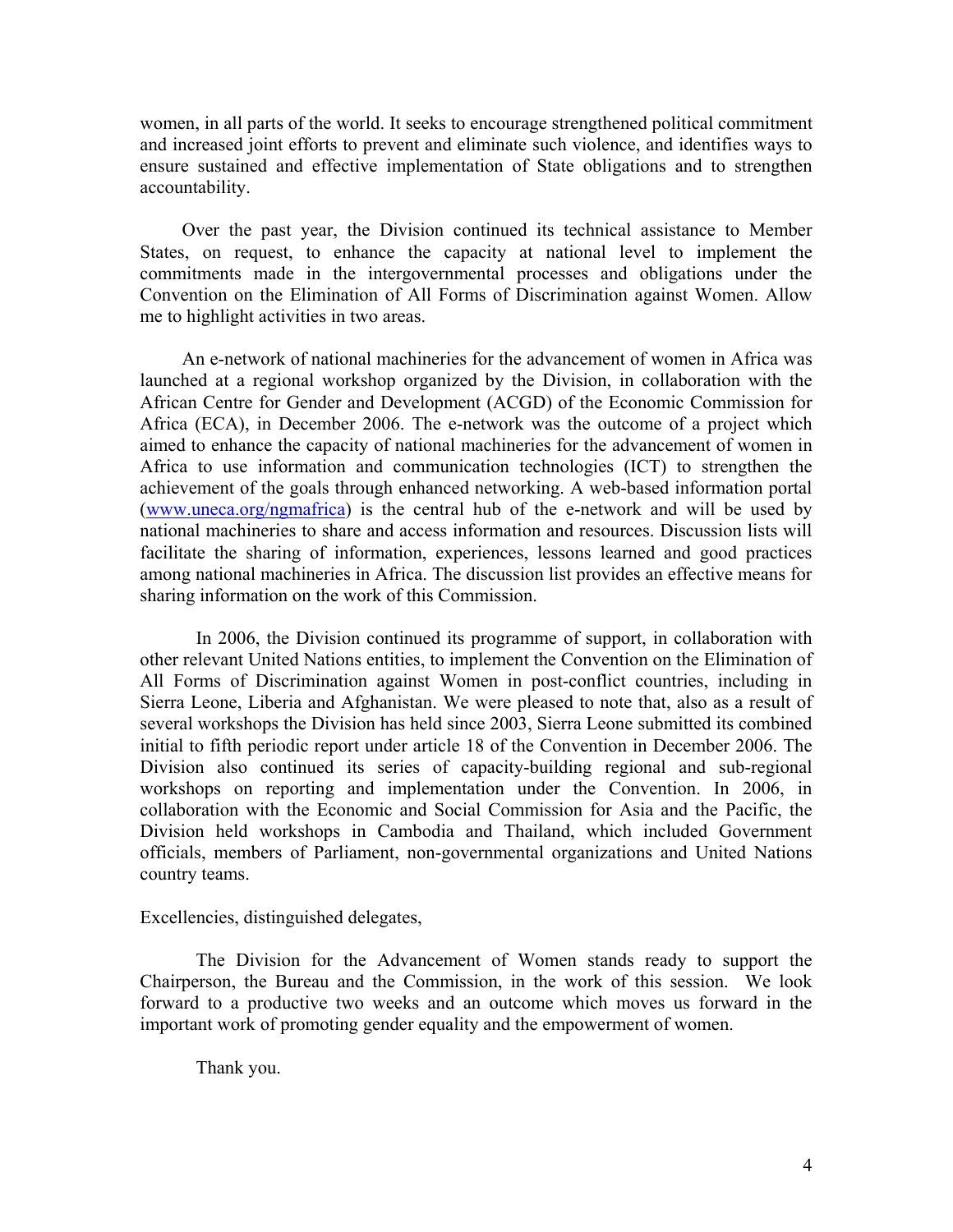women, in all parts of the world. It seeks to encourage strengthened political commitment and increased joint efforts to prevent and eliminate such violence, and identifies ways to ensure sustained and effective implementation of State obligations and to strengthen accountability.

Over the past year, the Division continued its technical assistance to Member States, on request, to enhance the capacity at national level to implement the commitments made in the intergovernmental processes and obligations under the Convention on the Elimination of All Forms of Discrimination against Women. Allow me to highlight activities in two areas.

An e-network of national machineries for the advancement of women in Africa was launched at a regional workshop organized by the Division, in collaboration with the African Centre for Gender and Development (ACGD) of the Economic Commission for Africa (ECA), in December 2006. The e-network was the outcome of a project which aimed to enhance the capacity of national machineries for the advancement of women in Africa to use information and communication technologies (ICT) to strengthen the achievement of the goals through enhanced networking. A web-based information portal ([www.uneca.org/ngmafrica](www.uneca.org/ngmafrica)) is the central hub of the e-network and will be used by national machineries to share and access information and resources. Discussion lists will facilitate the sharing of information, experiences, lessons learned and good practices among national machineries in Africa. The discussion list provides an effective means for sharing information on the work of this Commission.

In 2006, the Division continued its programme of support, in collaboration with other relevant United Nations entities, to implement the Convention on the Elimination of All Forms of Discrimination against Women in post-conflict countries, including in Sierra Leone, Liberia and Afghanistan. We were pleased to note that, also as a result of several workshops the Division has held since 2003, Sierra Leone submitted its combined initial to fifth periodic report under article 18 of the Convention in December 2006. The Division also continued its series of capacity-building regional and sub-regional workshops on reporting and implementation under the Convention. In 2006, in collaboration with the Economic and Social Commission for Asia and the Pacific, the Division held workshops in Cambodia and Thailand, which included Government officials, members of Parliament, non-governmental organizations and United Nations country teams.

Excellencies, distinguished delegates,

The Division for the Advancement of Women stands ready to support the Chairperson, the Bureau and the Commission, in the work of this session. We look forward to a productive two weeks and an outcome which moves us forward in the important work of promoting gender equality and the empowerment of women.

Thank you.